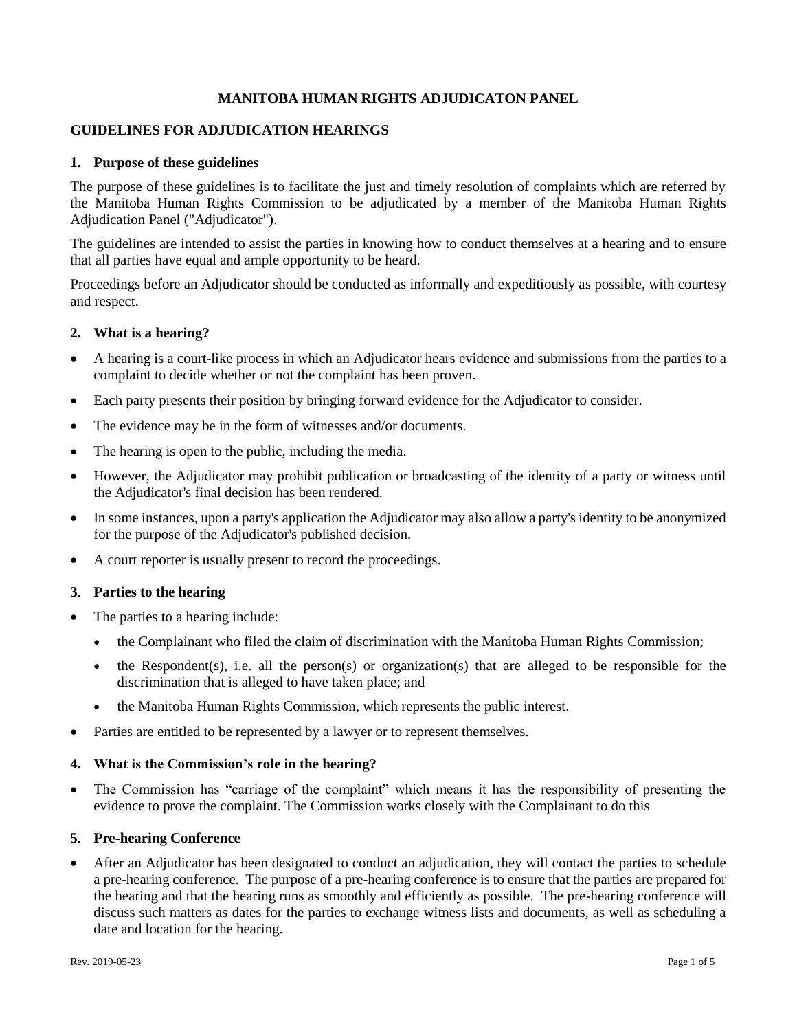# MANITOBA HUMAN RIGHTS ADJUDICATON PANEL

## GUIDELINES FOR ADJUDICATION HEARINGS

### 1. Purpose of these guidelines

The purpose of these guidelines is to facilitate the just and timely resolution of complaints which are referred by the Manitoba Human Rights Commission to be adjudicated by a member of the Manitoba Human Rights Adjudication Panel ("Adjudicator").

The guidelines are intended to assist the parties in knowing how to conduct themselves at a hearing and to ensure that all parties have equal and ample opportunity to be heard.

Proceedings before an Adjudicator should be conducted as informally and expeditiously as possible, with courtesy and respect.

### 2. What is a hearing?

- A hearing is a court-like process in which an Adjudicator hears evidence and submissions from the parties to a complaint to decide whether or not the complaint has been proven.
- Each party presents their position by bringing forward evidence for the Adjudicator to consider.
- The evidence may be in the form of witnesses and/or documents.
- The hearing is open to the public, including the media.
- However, the Adjudicator may prohibit publication or broadcasting of the identity of a party or witness until the Adjudicator's final decision has been rendered.
- In some instances, upon a party's application the Adjudicator may also allow a party's identity to be anonymized for the purpose of the Adjudicator's published decision.
- A court reporter is usually present to record the proceedings.

### 3. Parties to the hearing

- The parties to a hearing include:
  - the Complainant who filed the claim of discrimination with the Manitoba Human Rights Commission;
  - the Respondent(s), i.e. all the person(s) or organization(s) that are alleged to be responsible for the discrimination that is alleged to have taken place; and
  - the Manitoba Human Rights Commission, which represents the public interest.
- Parties are entitled to be represented by a lawyer or to represent themselves.

### 4. What is the Commission's role in the hearing?

- The Commission has "carriage of the complaint" which means it has the responsibility of presenting the evidence to prove the complaint. The Commission works closely with the Complainant to do this

### 5. Pre-hearing Conference

- After an Adjudicator has been designated to conduct an adjudication, they will contact the parties to schedule a pre-hearing conference. The purpose of a pre-hearing conference is to ensure that the parties are prepared for the hearing and that the hearing runs as smoothly and efficiently as possible. The pre-hearing conference will discuss such matters as dates for the parties to exchange witness lists and documents, as well as scheduling a date and location for the hearing.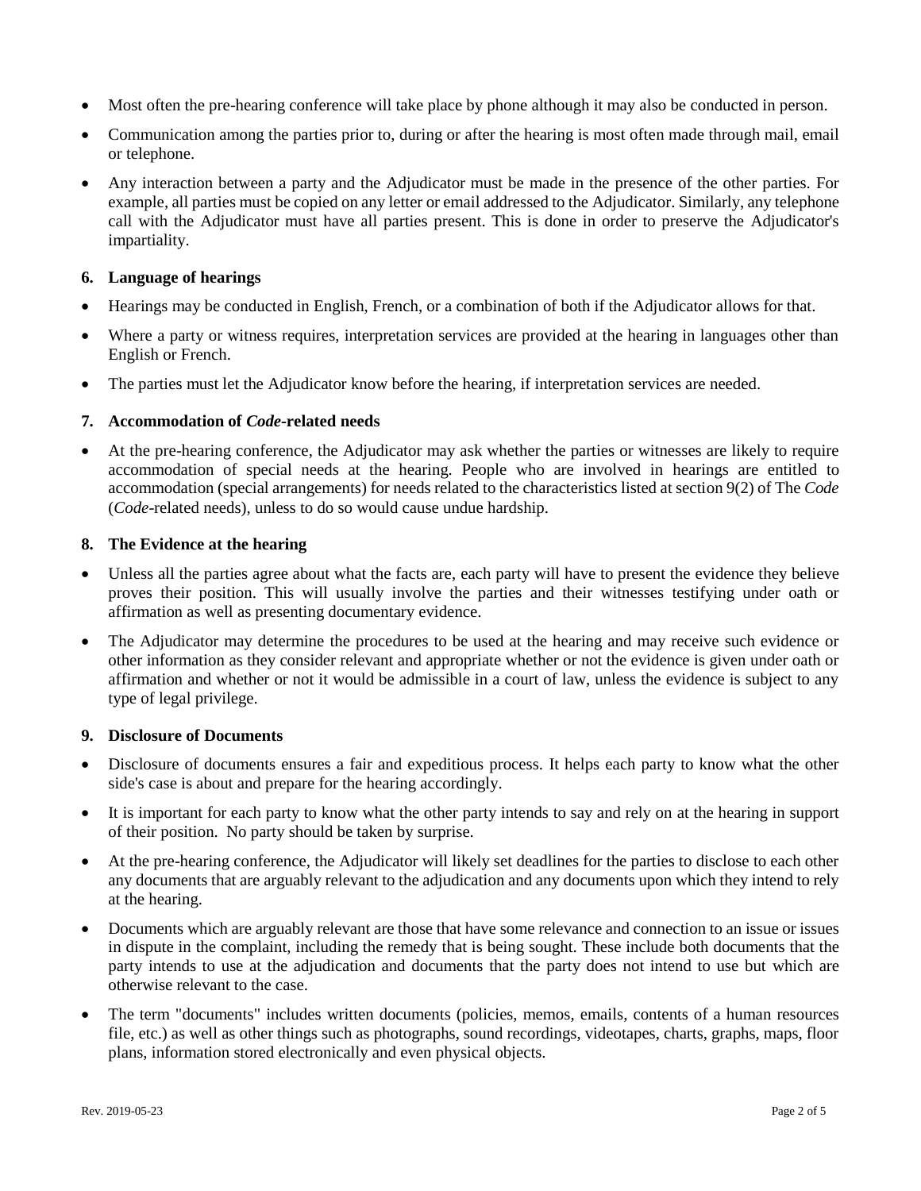- Most often the pre-hearing conference will take place by phone although it may also be conducted in person.
- Communication among the parties prior to, during or after the hearing is most often made through mail, email or telephone.
- Any interaction between a party and the Adjudicator must be made in the presence of the other parties. For example, all parties must be copied on any letter or email addressed to the Adjudicator. Similarly, any telephone call with the Adjudicator must have all parties present. This is done in order to preserve the Adjudicator's impartiality.

### 6. Language of hearings

- Hearings may be conducted in English, French, or a combination of both if the Adjudicator allows for that.
- Where a party or witness requires, interpretation services are provided at the hearing in languages other than English or French.
- The parties must let the Adjudicator know before the hearing, if interpretation services are needed.

### 7. Accommodation of *Code*-related needs

- At the pre-hearing conference, the Adjudicator may ask whether the parties or witnesses are likely to require accommodation of special needs at the hearing. People who are involved in hearings are entitled to accommodation (special arrangements) for needs related to the characteristics listed at section 9(2) of The *Code* (*Code*-related needs), unless to do so would cause undue hardship.

### 8. The Evidence at the hearing

- Unless all the parties agree about what the facts are, each party will have to present the evidence they believe proves their position. This will usually involve the parties and their witnesses testifying under oath or affirmation as well as presenting documentary evidence.
- The Adjudicator may determine the procedures to be used at the hearing and may receive such evidence or other information as they consider relevant and appropriate whether or not the evidence is given under oath or affirmation and whether or not it would be admissible in a court of law, unless the evidence is subject to any type of legal privilege.

### 9. Disclosure of Documents

- Disclosure of documents ensures a fair and expeditious process. It helps each party to know what the other side's case is about and prepare for the hearing accordingly.
- It is important for each party to know what the other party intends to say and rely on at the hearing in support of their position. No party should be taken by surprise.
- At the pre-hearing conference, the Adjudicator will likely set deadlines for the parties to disclose to each other any documents that are arguably relevant to the adjudication and any documents upon which they intend to rely at the hearing.
- Documents which are arguably relevant are those that have some relevance and connection to an issue or issues in dispute in the complaint, including the remedy that is being sought. These include both documents that the party intends to use at the adjudication and documents that the party does not intend to use but which are otherwise relevant to the case.
- The term "documents" includes written documents (policies, memos, emails, contents of a human resources file, etc.) as well as other things such as photographs, sound recordings, videotapes, charts, graphs, maps, floor plans, information stored electronically and even physical objects.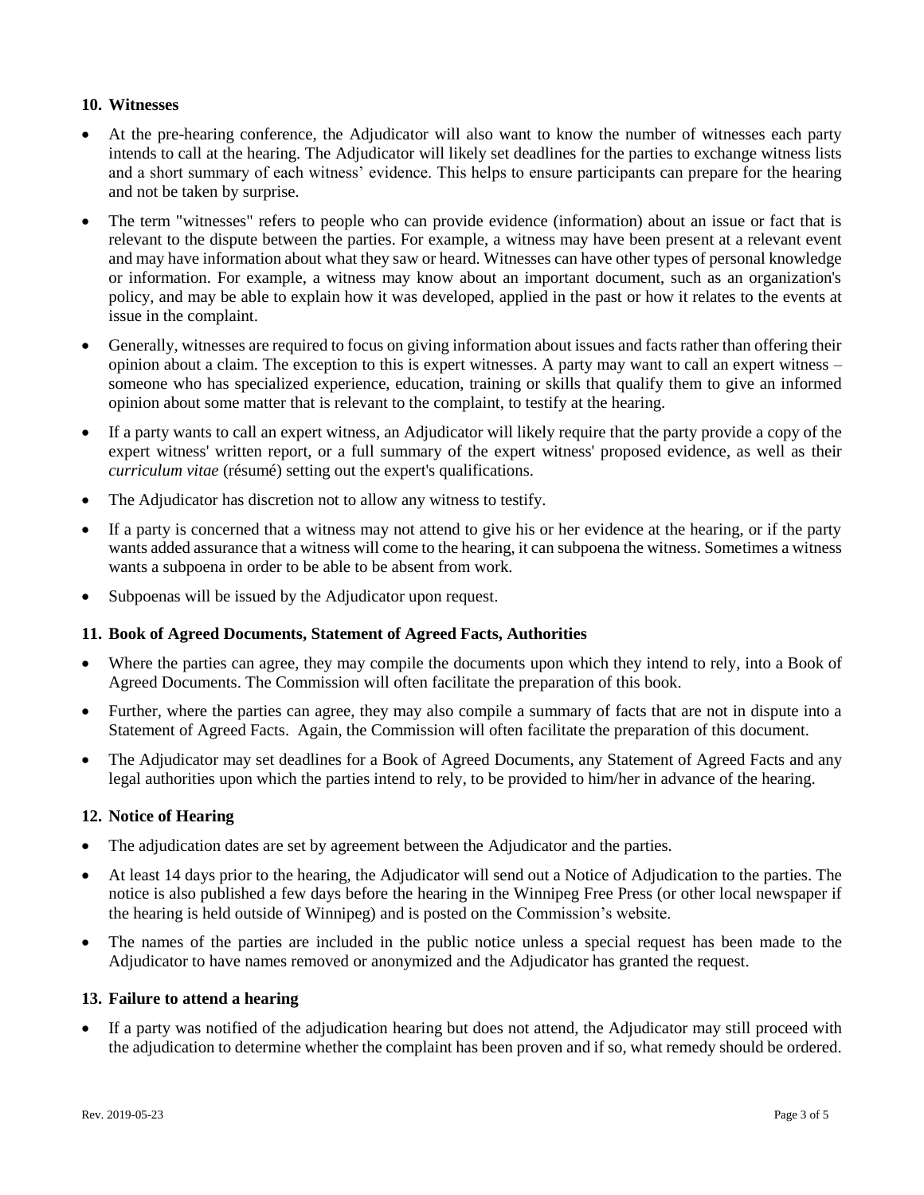### 10. Witnesses

- At the pre-hearing conference, the Adjudicator will also want to know the number of witnesses each party intends to call at the hearing. The Adjudicator will likely set deadlines for the parties to exchange witness lists and a short summary of each witness' evidence. This helps to ensure participants can prepare for the hearing and not be taken by surprise.
- The term "witnesses" refers to people who can provide evidence (information) about an issue or fact that is relevant to the dispute between the parties. For example, a witness may have been present at a relevant event and may have information about what they saw or heard. Witnesses can have other types of personal knowledge or information. For example, a witness may know about an important document, such as an organization's policy, and may be able to explain how it was developed, applied in the past or how it relates to the events at issue in the complaint.
- Generally, witnesses are required to focus on giving information about issues and facts rather than offering their opinion about a claim. The exception to this is expert witnesses. A party may want to call an expert witness – someone who has specialized experience, education, training or skills that qualify them to give an informed opinion about some matter that is relevant to the complaint, to testify at the hearing.
- If a party wants to call an expert witness, an Adjudicator will likely require that the party provide a copy of the expert witness' written report, or a full summary of the expert witness' proposed evidence, as well as their *curriculum vitae* (résumé) setting out the expert's qualifications.
- The Adjudicator has discretion not to allow any witness to testify.
- If a party is concerned that a witness may not attend to give his or her evidence at the hearing, or if the party wants added assurance that a witness will come to the hearing, it can subpoena the witness. Sometimes a witness wants a subpoena in order to be able to be absent from work.
- Subpoenas will be issued by the Adjudicator upon request.

### 11. Book of Agreed Documents, Statement of Agreed Facts, Authorities

- Where the parties can agree, they may compile the documents upon which they intend to rely, into a Book of Agreed Documents. The Commission will often facilitate the preparation of this book.
- Further, where the parties can agree, they may also compile a summary of facts that are not in dispute into a Statement of Agreed Facts. Again, the Commission will often facilitate the preparation of this document.
- The Adjudicator may set deadlines for a Book of Agreed Documents, any Statement of Agreed Facts and any legal authorities upon which the parties intend to rely, to be provided to him/her in advance of the hearing.

### 12. Notice of Hearing

- The adjudication dates are set by agreement between the Adjudicator and the parties.
- At least 14 days prior to the hearing, the Adjudicator will send out a Notice of Adjudication to the parties. The notice is also published a few days before the hearing in the Winnipeg Free Press (or other local newspaper if the hearing is held outside of Winnipeg) and is posted on the Commission's website.
- The names of the parties are included in the public notice unless a special request has been made to the Adjudicator to have names removed or anonymized and the Adjudicator has granted the request.

### 13. Failure to attend a hearing

- If a party was notified of the adjudication hearing but does not attend, the Adjudicator may still proceed with the adjudication to determine whether the complaint has been proven and if so, what remedy should be ordered.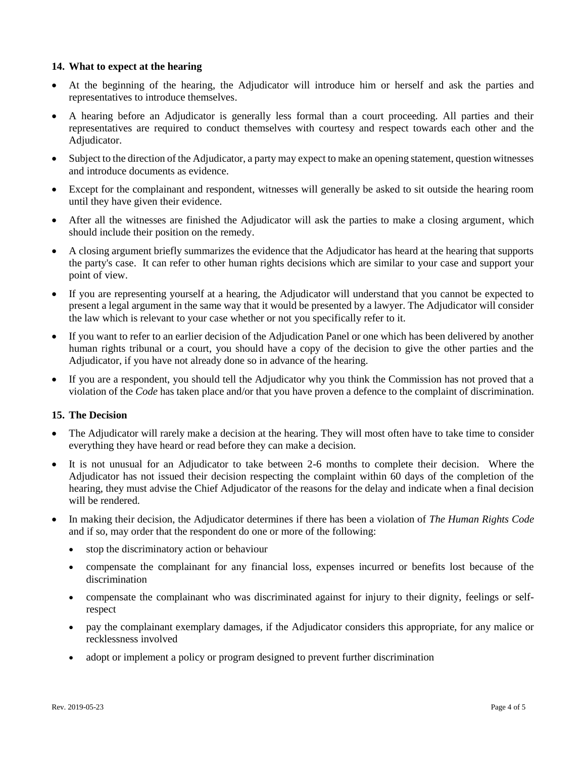### 14. What to expect at the hearing

- At the beginning of the hearing, the Adjudicator will introduce him or herself and ask the parties and representatives to introduce themselves.
- A hearing before an Adjudicator is generally less formal than a court proceeding. All parties and their representatives are required to conduct themselves with courtesy and respect towards each other and the Adjudicator.
- Subject to the direction of the Adjudicator, a party may expect to make an opening statement, question witnesses and introduce documents as evidence.
- Except for the complainant and respondent, witnesses will generally be asked to sit outside the hearing room until they have given their evidence.
- After all the witnesses are finished the Adjudicator will ask the parties to make a closing argument, which should include their position on the remedy.
- A closing argument briefly summarizes the evidence that the Adjudicator has heard at the hearing that supports the party's case. It can refer to other human rights decisions which are similar to your case and support your point of view.
- If you are representing yourself at a hearing, the Adjudicator will understand that you cannot be expected to present a legal argument in the same way that it would be presented by a lawyer. The Adjudicator will consider the law which is relevant to your case whether or not you specifically refer to it.
- If you want to refer to an earlier decision of the Adjudication Panel or one which has been delivered by another human rights tribunal or a court, you should have a copy of the decision to give the other parties and the Adjudicator, if you have not already done so in advance of the hearing.
- If you are a respondent, you should tell the Adjudicator why you think the Commission has not proved that a violation of the *Code* has taken place and/or that you have proven a defence to the complaint of discrimination.

### 15. The Decision

- The Adjudicator will rarely make a decision at the hearing. They will most often have to take time to consider everything they have heard or read before they can make a decision.
- It is not unusual for an Adjudicator to take between 2-6 months to complete their decision. Where the Adjudicator has not issued their decision respecting the complaint within 60 days of the completion of the hearing, they must advise the Chief Adjudicator of the reasons for the delay and indicate when a final decision will be rendered.
- In making their decision, the Adjudicator determines if there has been a violation of *The Human Rights Code* and if so, may order that the respondent do one or more of the following:
  - stop the discriminatory action or behaviour
  - compensate the complainant for any financial loss, expenses incurred or benefits lost because of the discrimination
  - compensate the complainant who was discriminated against for injury to their dignity, feelings or self-respect
  - pay the complainant exemplary damages, if the Adjudicator considers this appropriate, for any malice or recklessness involved
  - adopt or implement a policy or program designed to prevent further discrimination

Rev. 2019-05-23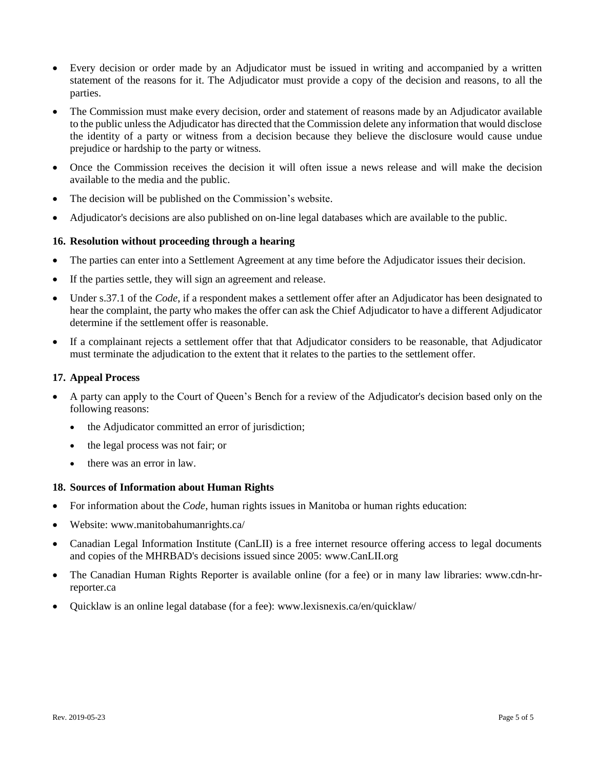- Every decision or order made by an Adjudicator must be issued in writing and accompanied by a written statement of the reasons for it. The Adjudicator must provide a copy of the decision and reasons, to all the parties.
- The Commission must make every decision, order and statement of reasons made by an Adjudicator available to the public unless the Adjudicator has directed that the Commission delete any information that would disclose the identity of a party or witness from a decision because they believe the disclosure would cause undue prejudice or hardship to the party or witness.
- Once the Commission receives the decision it will often issue a news release and will make the decision available to the media and the public.
- The decision will be published on the Commission's website.
- Adjudicator's decisions are also published on on-line legal databases which are available to the public.

### 16. Resolution without proceeding through a hearing

- The parties can enter into a Settlement Agreement at any time before the Adjudicator issues their decision.
- If the parties settle, they will sign an agreement and release.
- Under s.37.1 of the *Code*, if a respondent makes a settlement offer after an Adjudicator has been designated to hear the complaint, the party who makes the offer can ask the Chief Adjudicator to have a different Adjudicator determine if the settlement offer is reasonable.
- If a complainant rejects a settlement offer that that Adjudicator considers to be reasonable, that Adjudicator must terminate the adjudication to the extent that it relates to the parties to the settlement offer.

### 17. Appeal Process

- A party can apply to the Court of Queen's Bench for a review of the Adjudicator's decision based only on the following reasons:
  - the Adjudicator committed an error of jurisdiction;
  - the legal process was not fair; or
  - there was an error in law.

### 18. Sources of Information about Human Rights

- For information about the *Code*, human rights issues in Manitoba or human rights education:
- Website: www.manitobahumanrights.ca/
- Canadian Legal Information Institute (CanLII) is a free internet resource offering access to legal documents and copies of the MHRBAD's decisions issued since 2005: www.CanLII.org
- The Canadian Human Rights Reporter is available online (for a fee) or in many law libraries: www.cdn-hr-reporter.ca
- Quicklaw is an online legal database (for a fee): www.lexisnexis.ca/en/quicklaw/

Rev. 2019-05-23